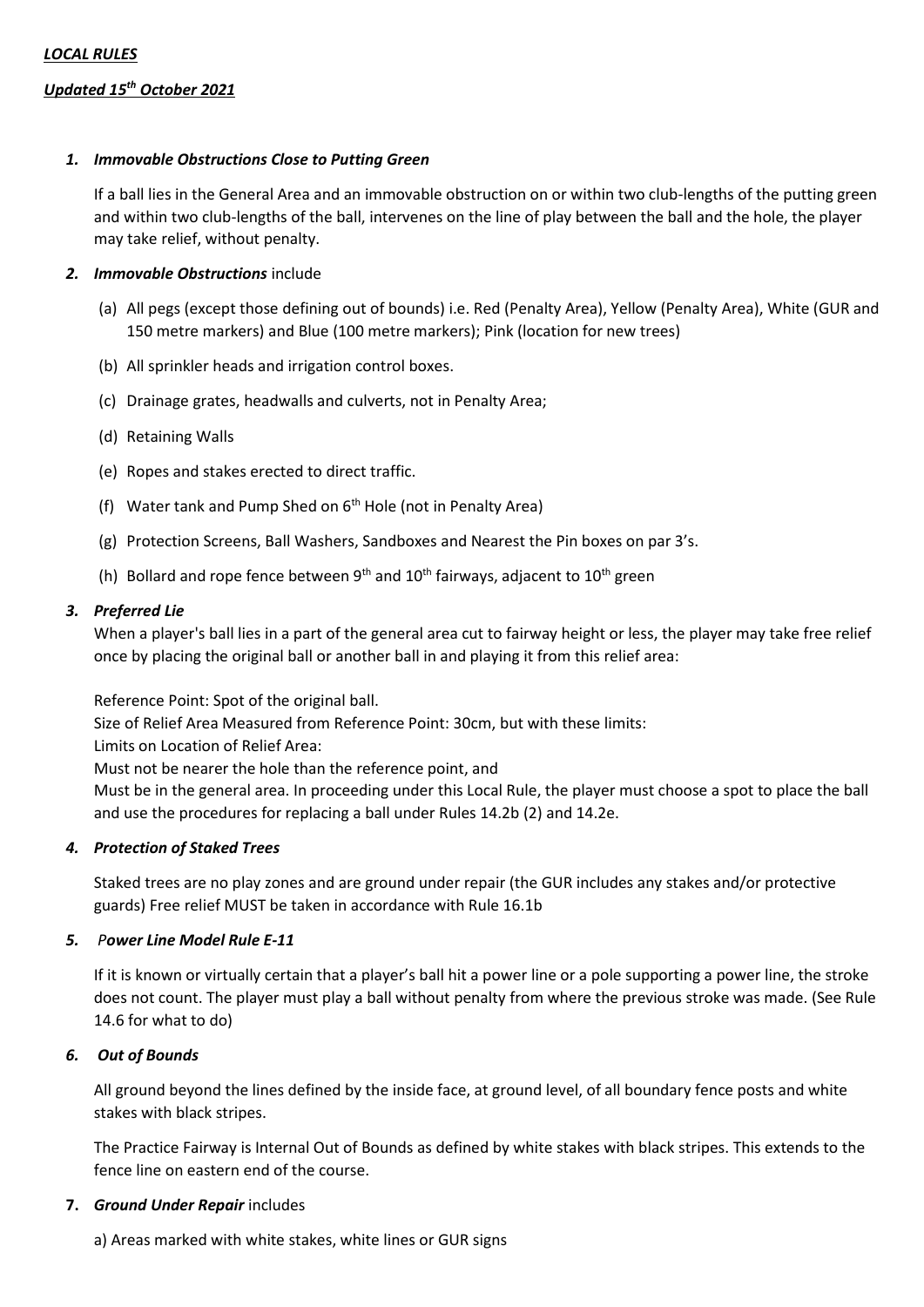***LOCAL RULES***

***Updated 15th October 2021***

1. ***Immovable Obstructions Close to Putting Green***

   If a ball lies in the General Area and an immovable obstruction on or within two club-lengths of the putting green and within two club-lengths of the ball, intervenes on the line of play between the ball and the hole, the player may take relief, without penalty.

2. ***Immovable Obstructions*** include

   (a) All pegs (except those defining out of bounds) i.e. Red (Penalty Area), Yellow (Penalty Area), White (GUR and 150 metre markers) and Blue (100 metre markers); Pink (location for new trees)

   (b) All sprinkler heads and irrigation control boxes.

   (c) Drainage grates, headwalls and culverts, not in Penalty Area;

   (d) Retaining Walls

   (e) Ropes and stakes erected to direct traffic.

   (f) Water tank and Pump Shed on 6th Hole (not in Penalty Area)

   (g) Protection Screens, Ball Washers, Sandboxes and Nearest the Pin boxes on par 3's.

   (h) Bollard and rope fence between 9th and 10th fairways, adjacent to 10th green

3. ***Preferred Lie***

   When a player's ball lies in a part of the general area cut to fairway height or less, the player may take free relief once by placing the original ball or another ball in and playing it from this relief area:

   Reference Point: Spot of the original ball.

   Size of Relief Area Measured from Reference Point: 30cm, but with these limits:

   Limits on Location of Relief Area:

   Must not be nearer the hole than the reference point, and

   Must be in the general area. In proceeding under this Local Rule, the player must choose a spot to place the ball and use the procedures for replacing a ball under Rules 14.2b (2) and 14.2e.

4. ***Protection of Staked Trees***

   Staked trees are no play zones and are ground under repair (the GUR includes any stakes and/or protective guards) Free relief MUST be taken in accordance with Rule 16.1b

5. ***Power Line Model Rule E-11***

   If it is known or virtually certain that a player's ball hit a power line or a pole supporting a power line, the stroke does not count. The player must play a ball without penalty from where the previous stroke was made. (See Rule 14.6 for what to do)

6. ***Out of Bounds***

   All ground beyond the lines defined by the inside face, at ground level, of all boundary fence posts and white stakes with black stripes.

   The Practice Fairway is Internal Out of Bounds as defined by white stakes with black stripes. This extends to the fence line on eastern end of the course.

7. ***Ground Under Repair*** includes

   a) Areas marked with white stakes, white lines or GUR signs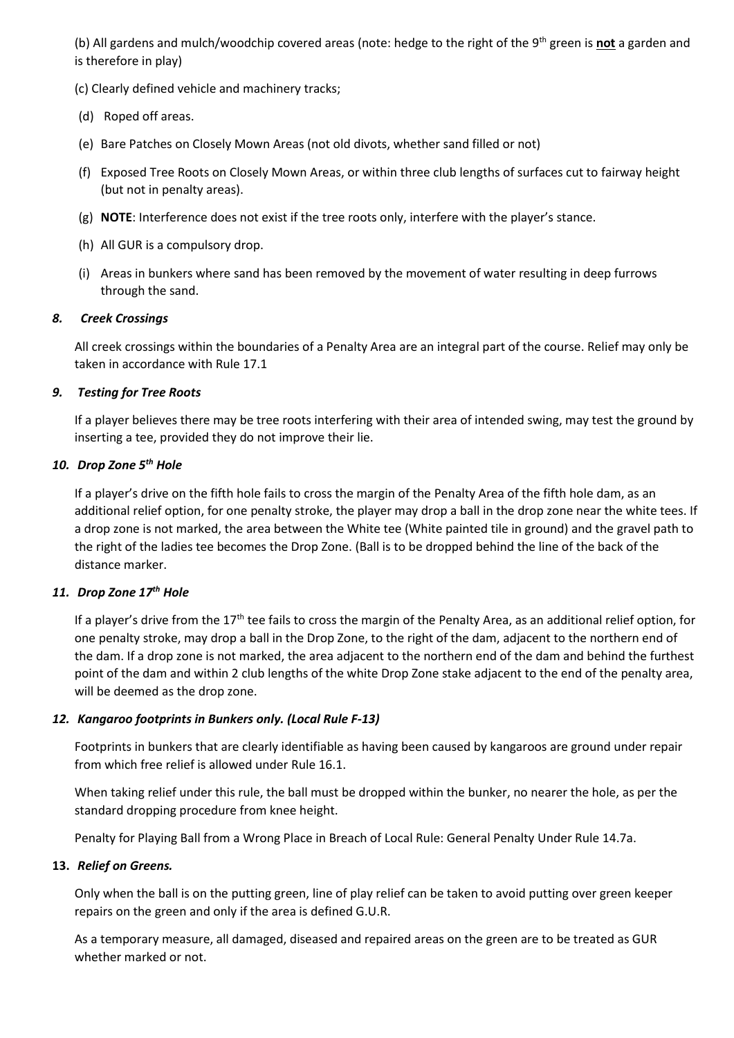(b) All gardens and mulch/woodchip covered areas (note: hedge to the right of the 9th green is **not** a garden and is therefore in play)

(c) Clearly defined vehicle and machinery tracks;

(d) Roped off areas.

(e) Bare Patches on Closely Mown Areas (not old divots, whether sand filled or not)

(f) Exposed Tree Roots on Closely Mown Areas, or within three club lengths of surfaces cut to fairway height (but not in penalty areas).

(g) **NOTE**: Interference does not exist if the tree roots only, interfere with the player's stance.

(h) All GUR is a compulsory drop.

(i) Areas in bunkers where sand has been removed by the movement of water resulting in deep furrows through the sand.

### *8. Creek Crossings*

All creek crossings within the boundaries of a Penalty Area are an integral part of the course. Relief may only be taken in accordance with Rule 17.1

### *9. Testing for Tree Roots*

If a player believes there may be tree roots interfering with their area of intended swing, may test the ground by inserting a tee, provided they do not improve their lie.

### *10. Drop Zone 5th Hole*

If a player's drive on the fifth hole fails to cross the margin of the Penalty Area of the fifth hole dam, as an additional relief option, for one penalty stroke, the player may drop a ball in the drop zone near the white tees. If a drop zone is not marked, the area between the White tee (White painted tile in ground) and the gravel path to the right of the ladies tee becomes the Drop Zone. (Ball is to be dropped behind the line of the back of the distance marker.

### *11. Drop Zone 17th Hole*

If a player's drive from the 17th tee fails to cross the margin of the Penalty Area, as an additional relief option, for one penalty stroke, may drop a ball in the Drop Zone, to the right of the dam, adjacent to the northern end of the dam. If a drop zone is not marked, the area adjacent to the northern end of the dam and behind the furthest point of the dam and within 2 club lengths of the white Drop Zone stake adjacent to the end of the penalty area, will be deemed as the drop zone.

### *12. Kangaroo footprints in Bunkers only. (Local Rule F-13)*

Footprints in bunkers that are clearly identifiable as having been caused by kangaroos are ground under repair from which free relief is allowed under Rule 16.1.

When taking relief under this rule, the ball must be dropped within the bunker, no nearer the hole, as per the standard dropping procedure from knee height.

Penalty for Playing Ball from a Wrong Place in Breach of Local Rule: General Penalty Under Rule 14.7a.

### **13.** *Relief on Greens.*

Only when the ball is on the putting green, line of play relief can be taken to avoid putting over green keeper repairs on the green and only if the area is defined G.U.R.

As a temporary measure, all damaged, diseased and repaired areas on the green are to be treated as GUR whether marked or not.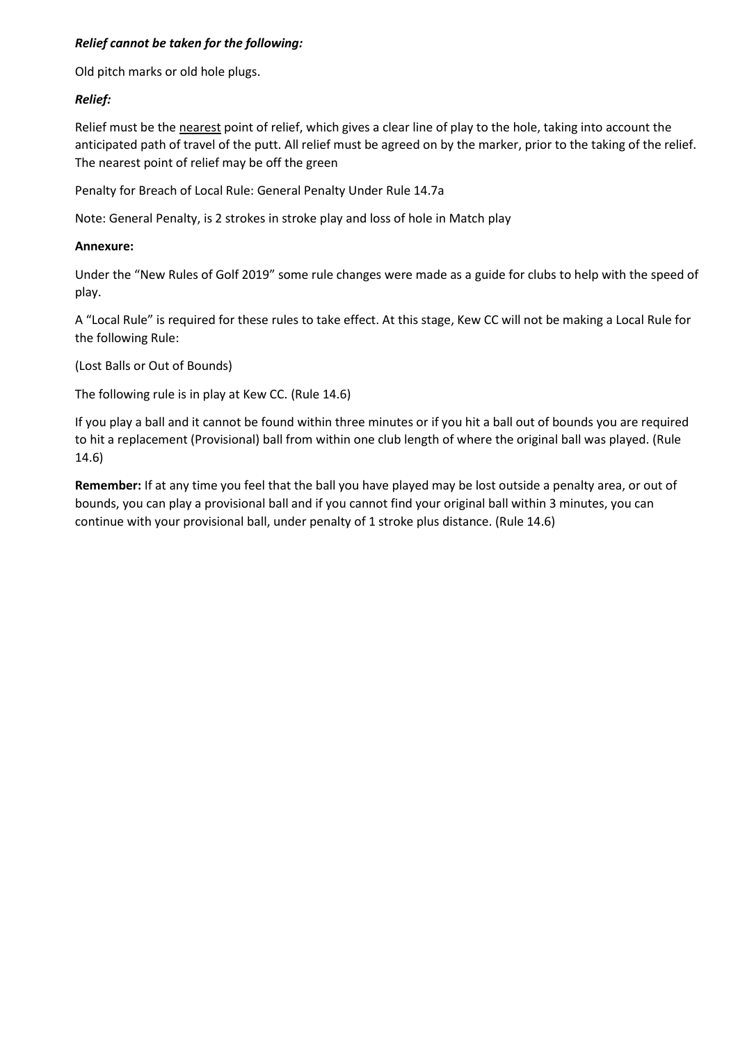***Relief cannot be taken for the following:***

Old pitch marks or old hole plugs.

***Relief:***

Relief must be the <u>nearest</u> point of relief, which gives a clear line of play to the hole, taking into account the anticipated path of travel of the putt. All relief must be agreed on by the marker, prior to the taking of the relief. The nearest point of relief may be off the green

Penalty for Breach of Local Rule: General Penalty Under Rule 14.7a

Note: General Penalty, is 2 strokes in stroke play and loss of hole in Match play

**Annexure:**

Under the "New Rules of Golf 2019" some rule changes were made as a guide for clubs to help with the speed of play.

A "Local Rule" is required for these rules to take effect. At this stage, Kew CC will not be making a Local Rule for the following Rule:

(Lost Balls or Out of Bounds)

The following rule is in play at Kew CC. (Rule 14.6)

If you play a ball and it cannot be found within three minutes or if you hit a ball out of bounds you are required to hit a replacement (Provisional) ball from within one club length of where the original ball was played. (Rule 14.6)

**Remember:** If at any time you feel that the ball you have played may be lost outside a penalty area, or out of bounds, you can play a provisional ball and if you cannot find your original ball within 3 minutes, you can continue with your provisional ball, under penalty of 1 stroke plus distance. (Rule 14.6)